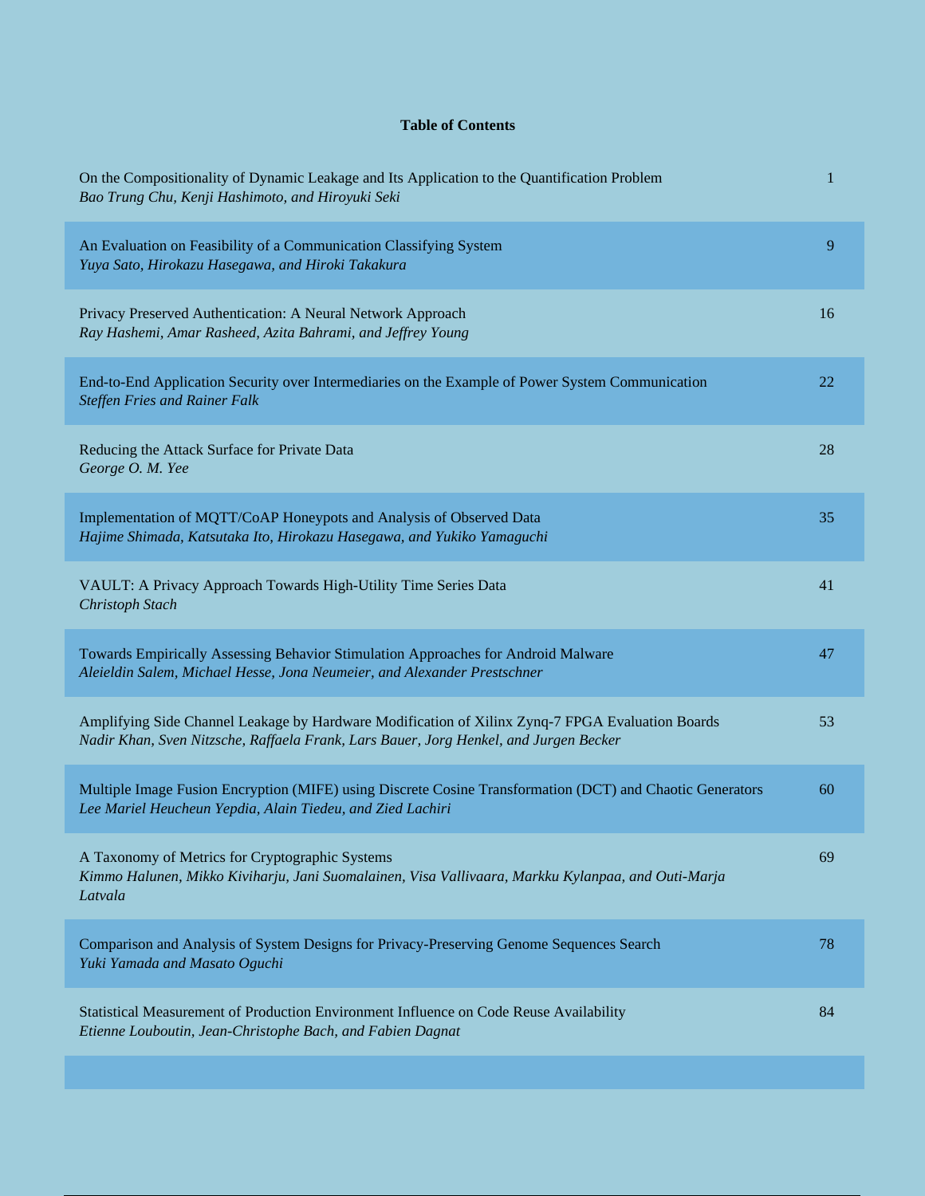# Table of Contents

| | |
|---|---|
| On the Compositionality of Dynamic Leakage and Its Application to the Quantification Problem<br>*Bao Trung Chu, Kenji Hashimoto, and Hiroyuki Seki* | 1 |
| An Evaluation on Feasibility of a Communication Classifying System<br>*Yuya Sato, Hirokazu Hasegawa, and Hiroki Takakura* | 9 |
| Privacy Preserved Authentication: A Neural Network Approach<br>*Ray Hashemi, Amar Rasheed, Azita Bahrami, and Jeffrey Young* | 16 |
| End-to-End Application Security over Intermediaries on the Example of Power System Communication<br>*Steffen Fries and Rainer Falk* | 22 |
| Reducing the Attack Surface for Private Data<br>*George O. M. Yee* | 28 |
| Implementation of MQTT/CoAP Honeypots and Analysis of Observed Data<br>*Hajime Shimada, Katsutaka Ito, Hirokazu Hasegawa, and Yukiko Yamaguchi* | 35 |
| VAULT: A Privacy Approach Towards High-Utility Time Series Data<br>*Christoph Stach* | 41 |
| Towards Empirically Assessing Behavior Stimulation Approaches for Android Malware<br>*Aleieldin Salem, Michael Hesse, Jona Neumeier, and Alexander Prestschner* | 47 |
| Amplifying Side Channel Leakage by Hardware Modification of Xilinx Zynq-7 FPGA Evaluation Boards<br>*Nadir Khan, Sven Nitzsche, Raffaela Frank, Lars Bauer, Jorg Henkel, and Jurgen Becker* | 53 |
| Multiple Image Fusion Encryption (MIFE) using Discrete Cosine Transformation (DCT) and Chaotic Generators<br>*Lee Mariel Heucheun Yepdia, Alain Tiedeu, and Zied Lachiri* | 60 |
| A Taxonomy of Metrics for Cryptographic Systems<br>*Kimmo Halunen, Mikko Kiviharju, Jani Suomalainen, Visa Vallivaara, Markku Kylanpaa, and Outi-Marja Latvala* | 69 |
| Comparison and Analysis of System Designs for Privacy-Preserving Genome Sequences Search<br>*Yuki Yamada and Masato Oguchi* | 78 |
| Statistical Measurement of Production Environment Influence on Code Reuse Availability<br>*Etienne Louboutin, Jean-Christophe Bach, and Fabien Dagnat* | 84 |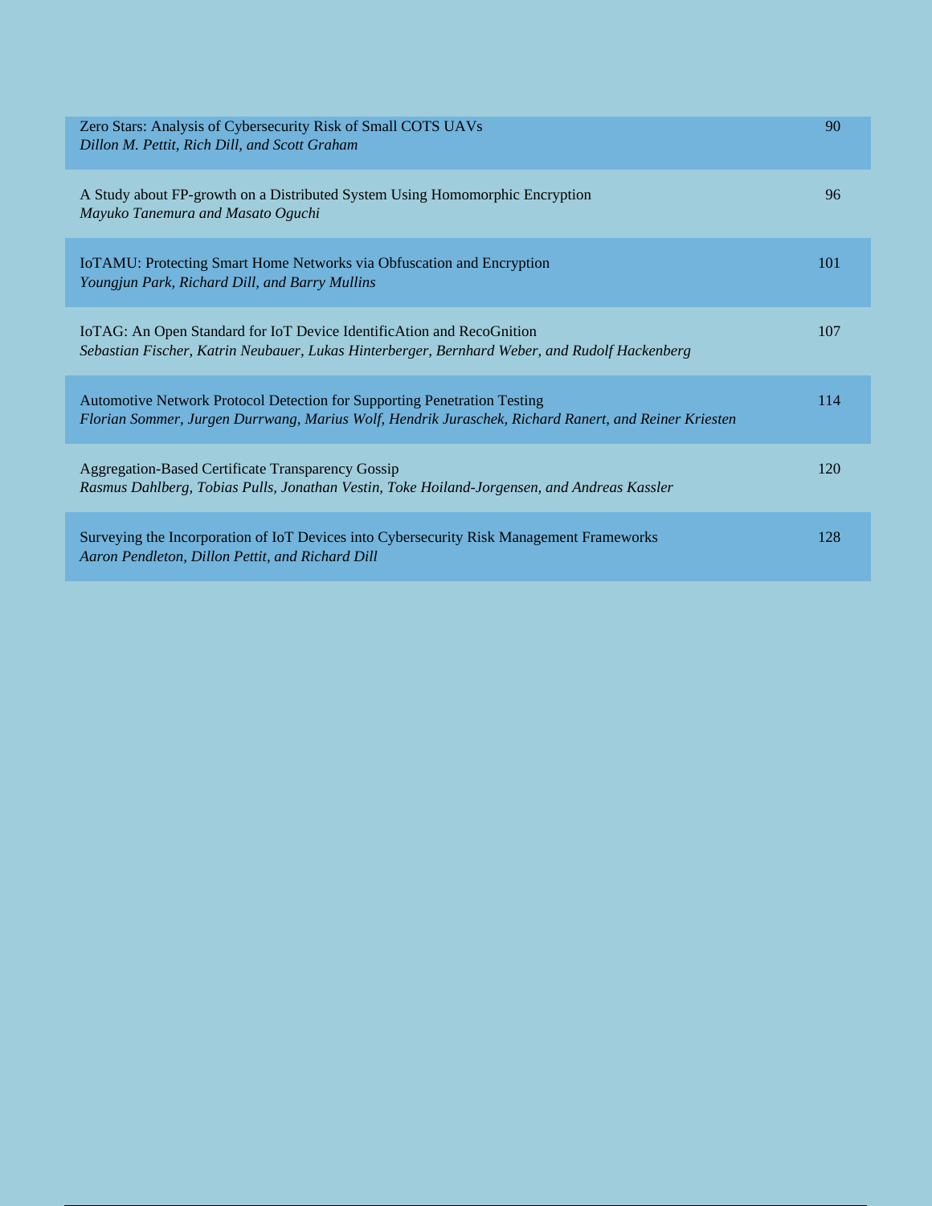| | |
|---|---|
| Zero Stars: Analysis of Cybersecurity Risk of Small COTS UAVs<br>*Dillon M. Pettit, Rich Dill, and Scott Graham* | 90 |
| A Study about FP-growth on a Distributed System Using Homomorphic Encryption<br>*Mayuko Tanemura and Masato Oguchi* | 96 |
| IoTAMU: Protecting Smart Home Networks via Obfuscation and Encryption<br>*Youngjun Park, Richard Dill, and Barry Mullins* | 101 |
| IoTAG: An Open Standard for IoT Device IdentificAtion and RecoGnition<br>*Sebastian Fischer, Katrin Neubauer, Lukas Hinterberger, Bernhard Weber, and Rudolf Hackenberg* | 107 |
| Automotive Network Protocol Detection for Supporting Penetration Testing<br>*Florian Sommer, Jurgen Durrwang, Marius Wolf, Hendrik Juraschek, Richard Ranert, and Reiner Kriesten* | 114 |
| Aggregation-Based Certificate Transparency Gossip<br>*Rasmus Dahlberg, Tobias Pulls, Jonathan Vestin, Toke Hoiland-Jorgensen, and Andreas Kassler* | 120 |
| Surveying the Incorporation of IoT Devices into Cybersecurity Risk Management Frameworks<br>*Aaron Pendleton, Dillon Pettit, and Richard Dill* | 128 |